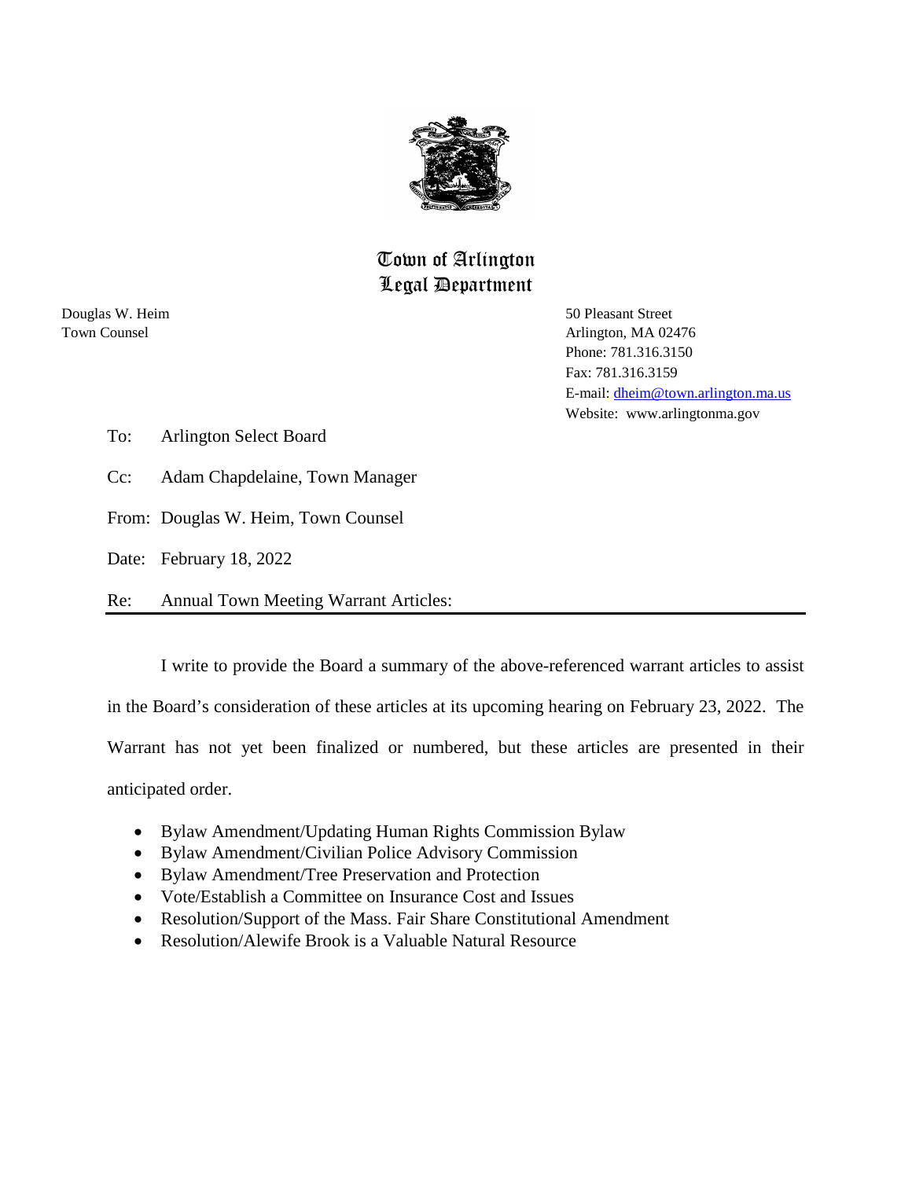# Town of Arlington
## Legal Department

Douglas W. Heim
Town Counsel

50 Pleasant Street
Arlington, MA 02476
Phone: 781.316.3150
Fax: 781.316.3159
E-mail: dheim@town.arlington.ma.us
Website: www.arlingtonma.gov

To: Arlington Select Board

Cc: Adam Chapdelaine, Town Manager

From: Douglas W. Heim, Town Counsel

Date: February 18, 2022

Re: Annual Town Meeting Warrant Articles:

---

I write to provide the Board a summary of the above-referenced warrant articles to assist in the Board's consideration of these articles at its upcoming hearing on February 23, 2022. The Warrant has not yet been finalized or numbered, but these articles are presented in their anticipated order.

- Bylaw Amendment/Updating Human Rights Commission Bylaw
- Bylaw Amendment/Civilian Police Advisory Commission
- Bylaw Amendment/Tree Preservation and Protection
- Vote/Establish a Committee on Insurance Cost and Issues
- Resolution/Support of the Mass. Fair Share Constitutional Amendment
- Resolution/Alewife Brook is a Valuable Natural Resource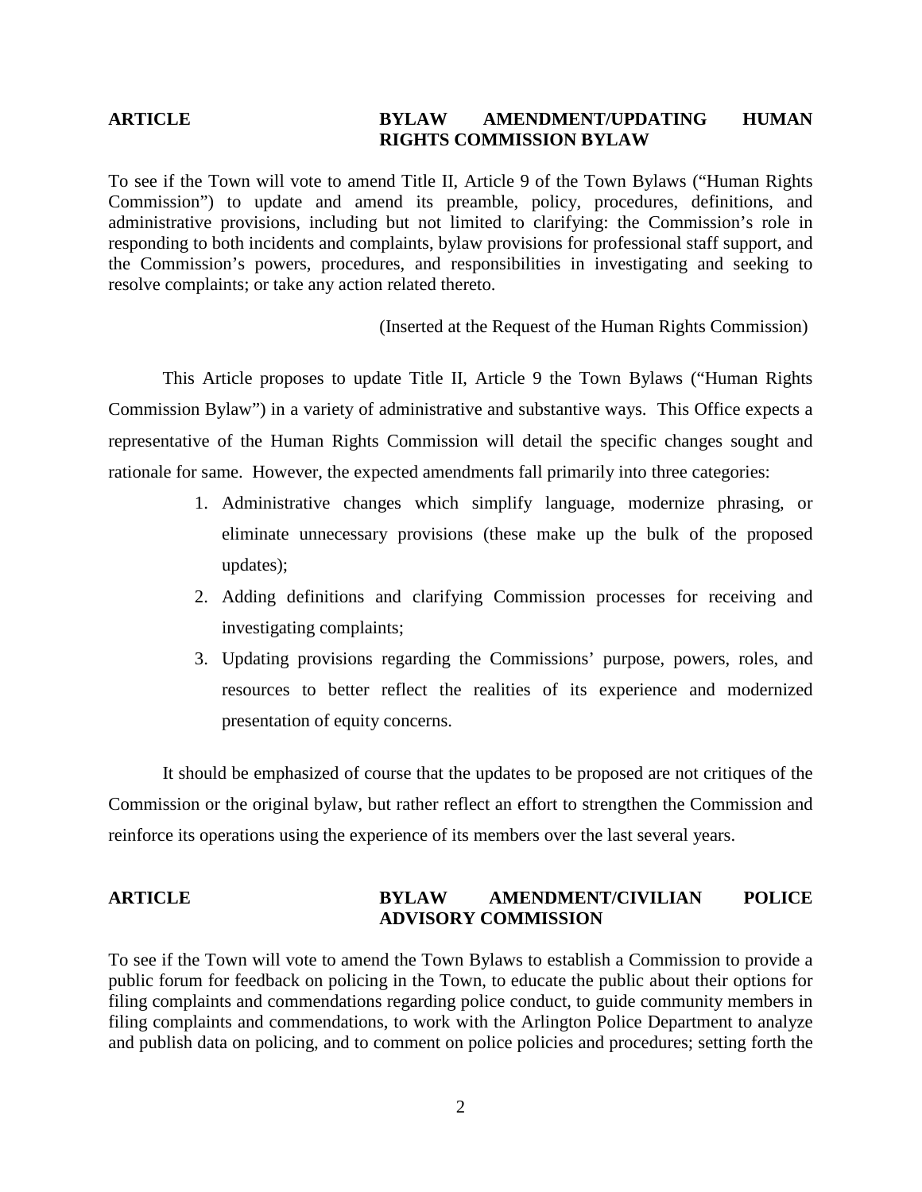**ARTICLE** **BYLAW AMENDMENT/UPDATING HUMAN RIGHTS COMMISSION BYLAW**

To see if the Town will vote to amend Title II, Article 9 of the Town Bylaws ("Human Rights Commission") to update and amend its preamble, policy, procedures, definitions, and administrative provisions, including but not limited to clarifying: the Commission's role in responding to both incidents and complaints, bylaw provisions for professional staff support, and the Commission's powers, procedures, and responsibilities in investigating and seeking to resolve complaints; or take any action related thereto.

(Inserted at the Request of the Human Rights Commission)

This Article proposes to update Title II, Article 9 the Town Bylaws ("Human Rights Commission Bylaw") in a variety of administrative and substantive ways. This Office expects a representative of the Human Rights Commission will detail the specific changes sought and rationale for same. However, the expected amendments fall primarily into three categories:

1. Administrative changes which simplify language, modernize phrasing, or eliminate unnecessary provisions (these make up the bulk of the proposed updates);
2. Adding definitions and clarifying Commission processes for receiving and investigating complaints;
3. Updating provisions regarding the Commissions' purpose, powers, roles, and resources to better reflect the realities of its experience and modernized presentation of equity concerns.

It should be emphasized of course that the updates to be proposed are not critiques of the Commission or the original bylaw, but rather reflect an effort to strengthen the Commission and reinforce its operations using the experience of its members over the last several years.

**ARTICLE** **BYLAW AMENDMENT/CIVILIAN POLICE ADVISORY COMMISSION**

To see if the Town will vote to amend the Town Bylaws to establish a Commission to provide a public forum for feedback on policing in the Town, to educate the public about their options for filing complaints and commendations regarding police conduct, to guide community members in filing complaints and commendations, to work with the Arlington Police Department to analyze and publish data on policing, and to comment on police policies and procedures; setting forth the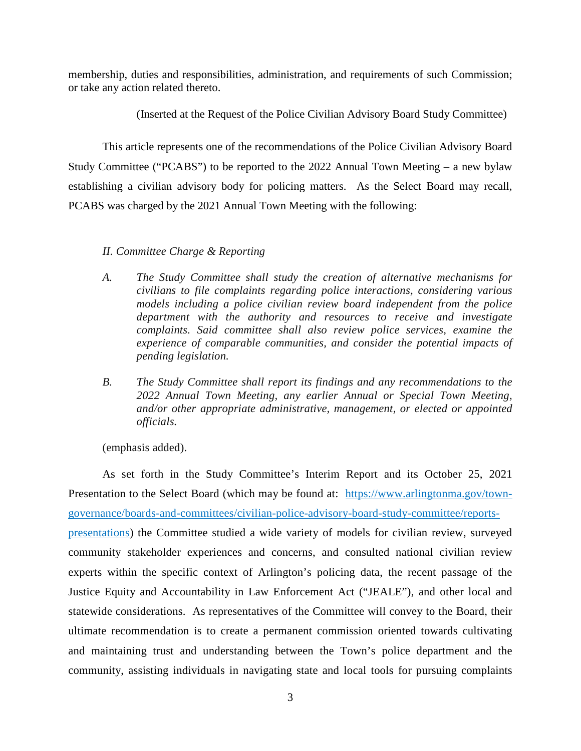membership, duties and responsibilities, administration, and requirements of such Commission; or take any action related thereto.

(Inserted at the Request of the Police Civilian Advisory Board Study Committee)

This article represents one of the recommendations of the Police Civilian Advisory Board Study Committee ("PCABS") to be reported to the 2022 Annual Town Meeting – a new bylaw establishing a civilian advisory body for policing matters. As the Select Board may recall, PCABS was charged by the 2021 Annual Town Meeting with the following:

*II. Committee Charge & Reporting*

*A. The Study Committee shall study the creation of alternative mechanisms for civilians to file complaints regarding police interactions, considering various models including a police civilian review board independent from the police department with the authority and resources to receive and investigate complaints. Said committee shall also review police services, examine the experience of comparable communities, and consider the potential impacts of pending legislation.*

*B. The Study Committee shall report its findings and any recommendations to the 2022 Annual Town Meeting, any earlier Annual or Special Town Meeting, and/or other appropriate administrative, management, or elected or appointed officials.*

(emphasis added).

As set forth in the Study Committee's Interim Report and its October 25, 2021 Presentation to the Select Board (which may be found at: [https://www.arlingtonma.gov/town-governance/boards-and-committees/civilian-police-advisory-board-study-committee/reports-presentations](https://www.arlingtonma.gov/town-governance/boards-and-committees/civilian-police-advisory-board-study-committee/reports-presentations)) the Committee studied a wide variety of models for civilian review, surveyed community stakeholder experiences and concerns, and consulted national civilian review experts within the specific context of Arlington's policing data, the recent passage of the Justice Equity and Accountability in Law Enforcement Act ("JEALE"), and other local and statewide considerations. As representatives of the Committee will convey to the Board, their ultimate recommendation is to create a permanent commission oriented towards cultivating and maintaining trust and understanding between the Town's police department and the community, assisting individuals in navigating state and local tools for pursuing complaints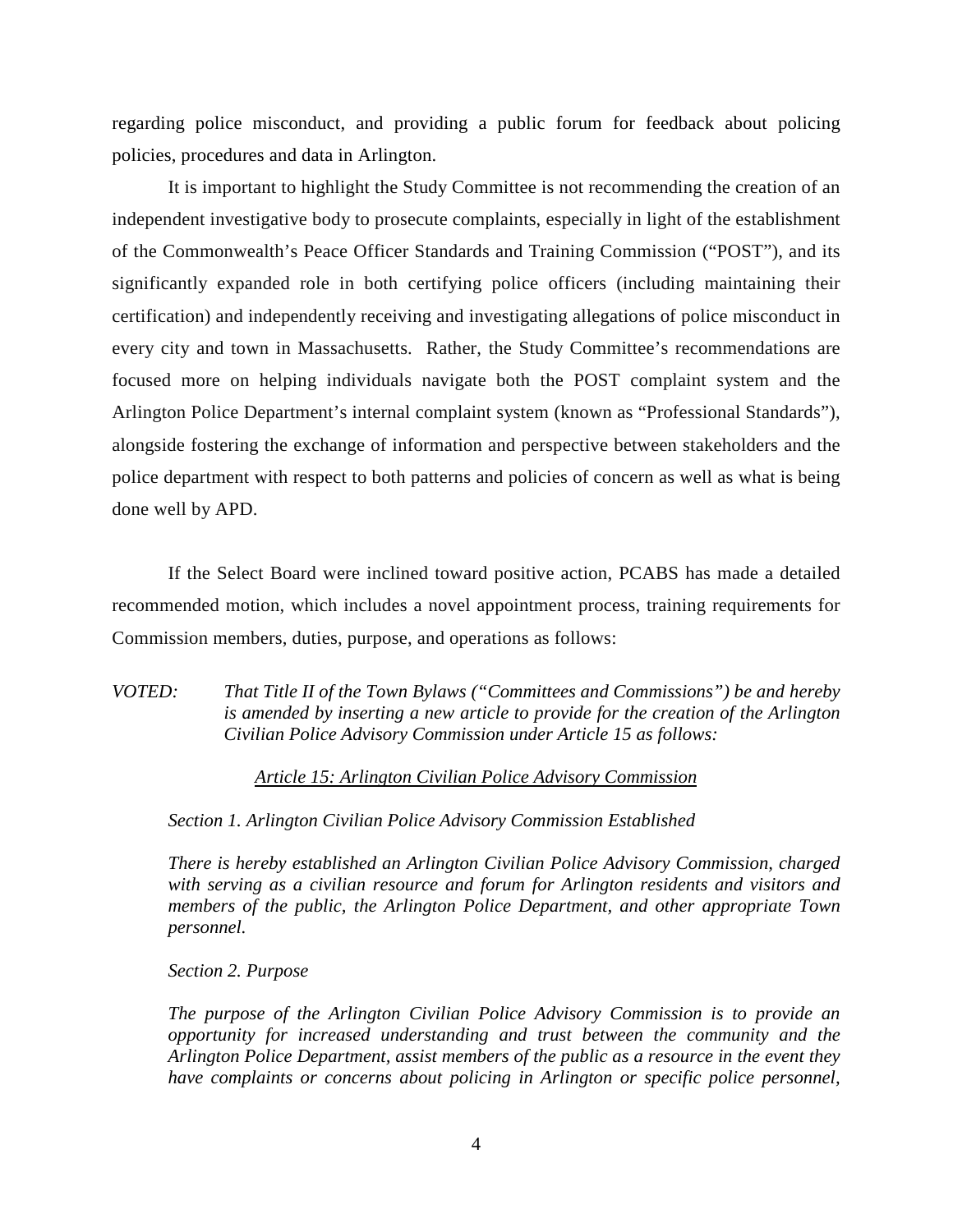regarding police misconduct, and providing a public forum for feedback about policing policies, procedures and data in Arlington.

It is important to highlight the Study Committee is not recommending the creation of an independent investigative body to prosecute complaints, especially in light of the establishment of the Commonwealth's Peace Officer Standards and Training Commission ("POST"), and its significantly expanded role in both certifying police officers (including maintaining their certification) and independently receiving and investigating allegations of police misconduct in every city and town in Massachusetts. Rather, the Study Committee's recommendations are focused more on helping individuals navigate both the POST complaint system and the Arlington Police Department's internal complaint system (known as "Professional Standards"), alongside fostering the exchange of information and perspective between stakeholders and the police department with respect to both patterns and policies of concern as well as what is being done well by APD.

If the Select Board were inclined toward positive action, PCABS has made a detailed recommended motion, which includes a novel appointment process, training requirements for Commission members, duties, purpose, and operations as follows:

*VOTED: That Title II of the Town Bylaws ("Committees and Commissions") be and hereby is amended by inserting a new article to provide for the creation of the Arlington Civilian Police Advisory Commission under Article 15 as follows:*

*<u>Article 15: Arlington Civilian Police Advisory Commission</u>*

*Section 1. Arlington Civilian Police Advisory Commission Established*

*There is hereby established an Arlington Civilian Police Advisory Commission, charged with serving as a civilian resource and forum for Arlington residents and visitors and members of the public, the Arlington Police Department, and other appropriate Town personnel.*

*Section 2. Purpose*

*The purpose of the Arlington Civilian Police Advisory Commission is to provide an opportunity for increased understanding and trust between the community and the Arlington Police Department, assist members of the public as a resource in the event they have complaints or concerns about policing in Arlington or specific police personnel,*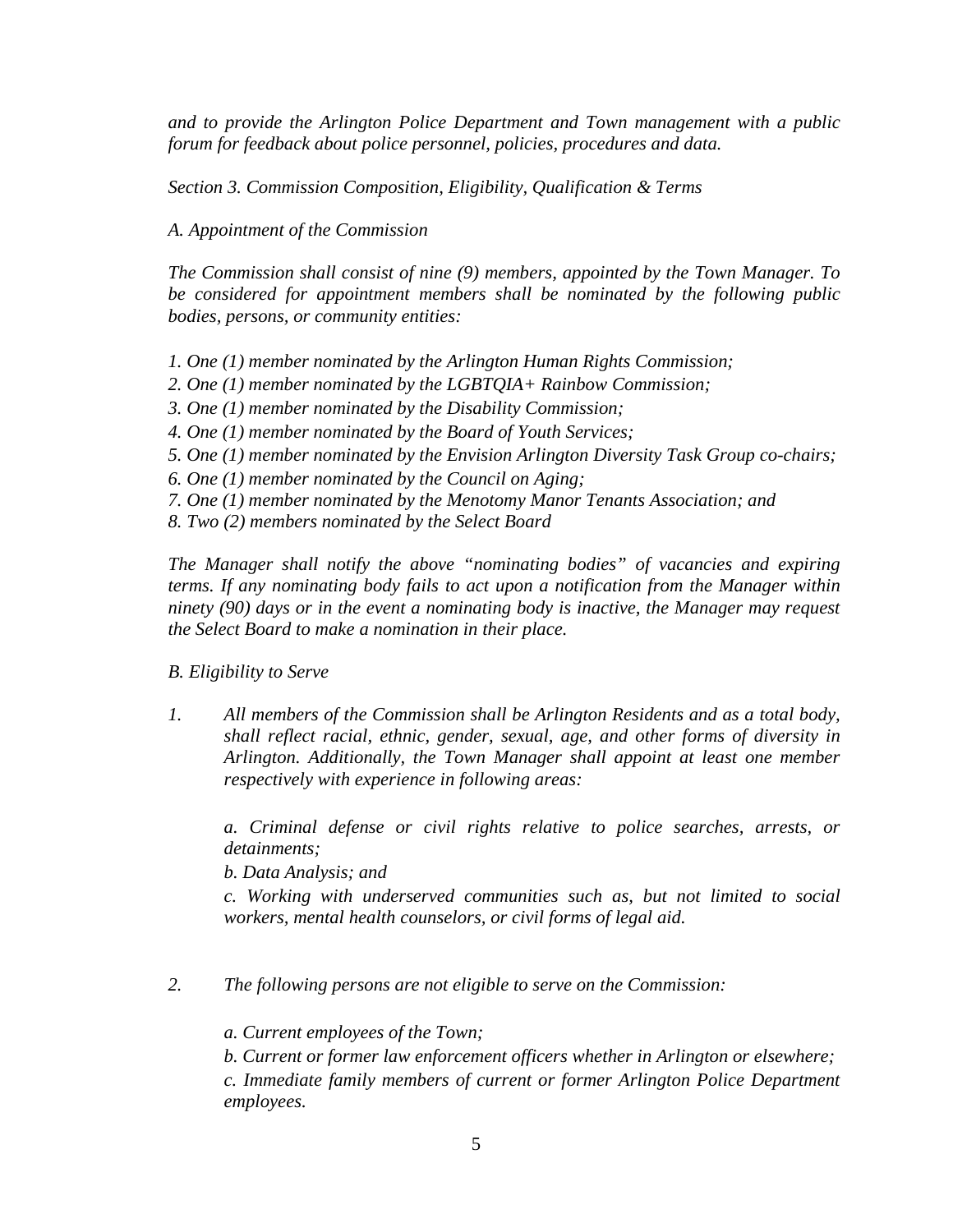*and to provide the Arlington Police Department and Town management with a public forum for feedback about police personnel, policies, procedures and data.*

*Section 3. Commission Composition, Eligibility, Qualification & Terms*

*A. Appointment of the Commission*

*The Commission shall consist of nine (9) members, appointed by the Town Manager. To be considered for appointment members shall be nominated by the following public bodies, persons, or community entities:*

*1. One (1) member nominated by the Arlington Human Rights Commission;*
*2. One (1) member nominated by the LGBTQIA+ Rainbow Commission;*
*3. One (1) member nominated by the Disability Commission;*
*4. One (1) member nominated by the Board of Youth Services;*
*5. One (1) member nominated by the Envision Arlington Diversity Task Group co-chairs;*
*6. One (1) member nominated by the Council on Aging;*
*7. One (1) member nominated by the Menotomy Manor Tenants Association; and*
*8. Two (2) members nominated by the Select Board*

*The Manager shall notify the above "nominating bodies" of vacancies and expiring terms. If any nominating body fails to act upon a notification from the Manager within ninety (90) days or in the event a nominating body is inactive, the Manager may request the Select Board to make a nomination in their place.*

*B. Eligibility to Serve*

1. *All members of the Commission shall be Arlington Residents and as a total body, shall reflect racial, ethnic, gender, sexual, age, and other forms of diversity in Arlington. Additionally, the Town Manager shall appoint at least one member respectively with experience in following areas:*

   *a. Criminal defense or civil rights relative to police searches, arrests, or detainments;*
   *b. Data Analysis; and*
   *c. Working with underserved communities such as, but not limited to social workers, mental health counselors, or civil forms of legal aid.*

2. *The following persons are not eligible to serve on the Commission:*

   *a. Current employees of the Town;*
   *b. Current or former law enforcement officers whether in Arlington or elsewhere;*
   *c. Immediate family members of current or former Arlington Police Department employees.*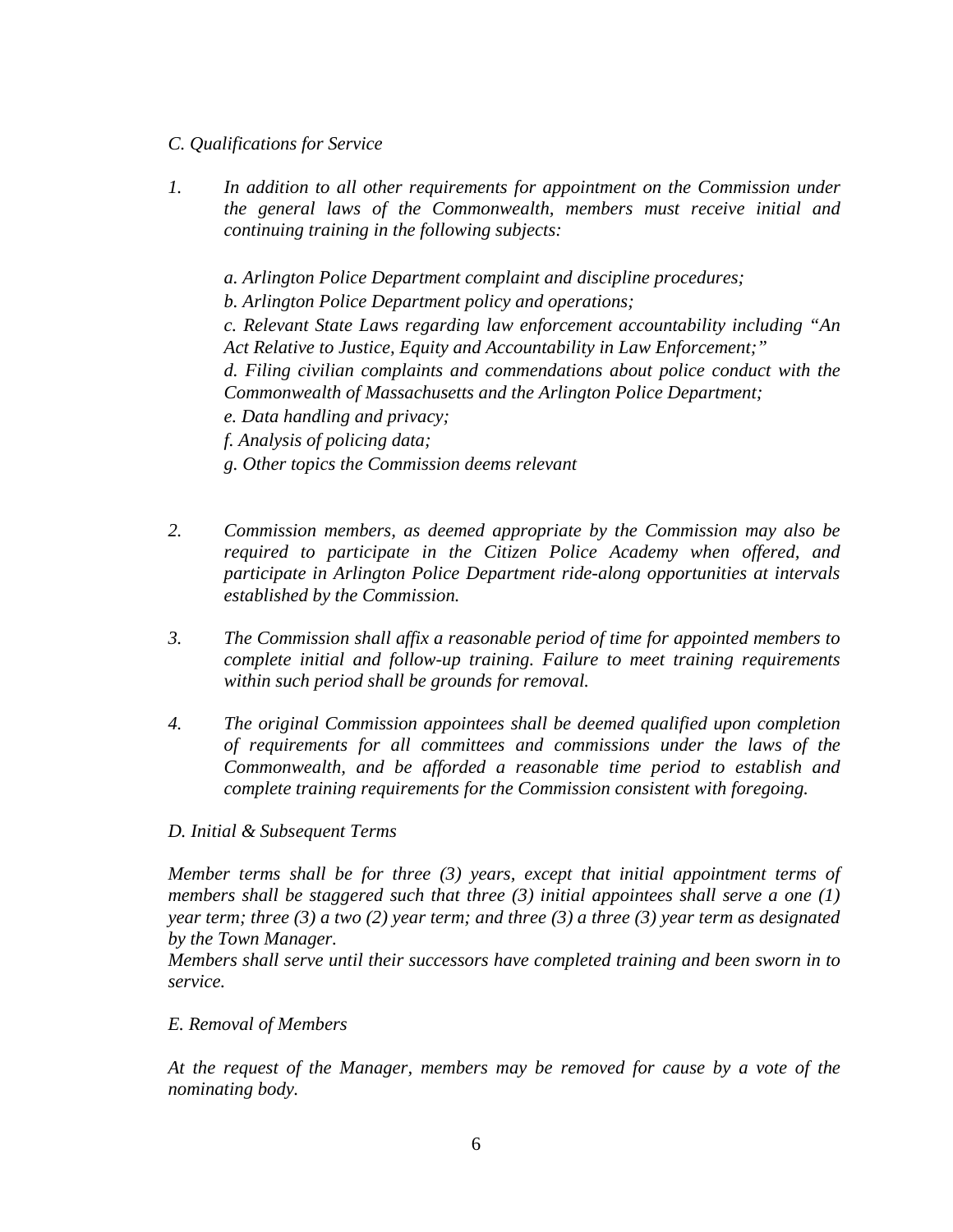*C. Qualifications for Service*

1. *In addition to all other requirements for appointment on the Commission under the general laws of the Commonwealth, members must receive initial and continuing training in the following subjects:*

   *a. Arlington Police Department complaint and discipline procedures;*
   *b. Arlington Police Department policy and operations;*
   *c. Relevant State Laws regarding law enforcement accountability including "An Act Relative to Justice, Equity and Accountability in Law Enforcement;"*
   *d. Filing civilian complaints and commendations about police conduct with the Commonwealth of Massachusetts and the Arlington Police Department;*
   *e. Data handling and privacy;*
   *f. Analysis of policing data;*
   *g. Other topics the Commission deems relevant*

2. *Commission members, as deemed appropriate by the Commission may also be required to participate in the Citizen Police Academy when offered, and participate in Arlington Police Department ride-along opportunities at intervals established by the Commission.*

3. *The Commission shall affix a reasonable period of time for appointed members to complete initial and follow-up training. Failure to meet training requirements within such period shall be grounds for removal.*

4. *The original Commission appointees shall be deemed qualified upon completion of requirements for all committees and commissions under the laws of the Commonwealth, and be afforded a reasonable time period to establish and complete training requirements for the Commission consistent with foregoing.*

*D. Initial & Subsequent Terms*

*Member terms shall be for three (3) years, except that initial appointment terms of members shall be staggered such that three (3) initial appointees shall serve a one (1) year term; three (3) a two (2) year term; and three (3) a three (3) year term as designated by the Town Manager.*
*Members shall serve until their successors have completed training and been sworn in to service.*

*E. Removal of Members*

*At the request of the Manager, members may be removed for cause by a vote of the nominating body.*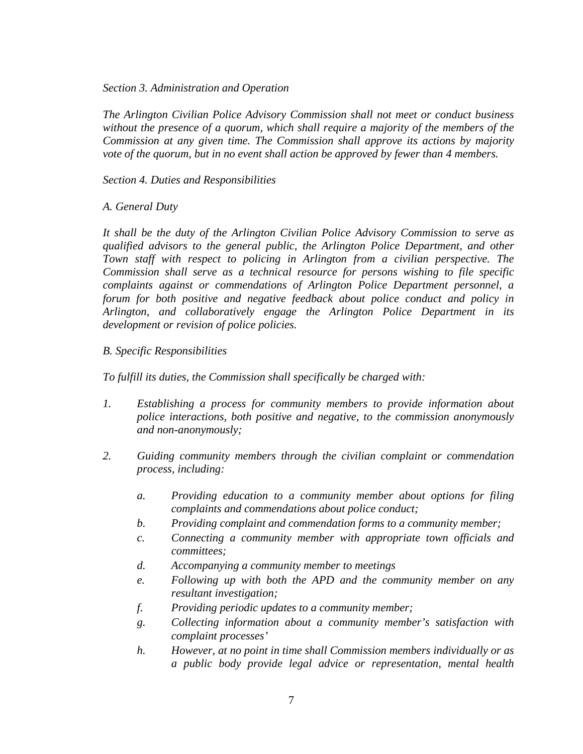*Section 3. Administration and Operation*

*The Arlington Civilian Police Advisory Commission shall not meet or conduct business without the presence of a quorum, which shall require a majority of the members of the Commission at any given time. The Commission shall approve its actions by majority vote of the quorum, but in no event shall action be approved by fewer than 4 members.*

*Section 4. Duties and Responsibilities*

*A. General Duty*

*It shall be the duty of the Arlington Civilian Police Advisory Commission to serve as qualified advisors to the general public, the Arlington Police Department, and other Town staff with respect to policing in Arlington from a civilian perspective. The Commission shall serve as a technical resource for persons wishing to file specific complaints against or commendations of Arlington Police Department personnel, a forum for both positive and negative feedback about police conduct and policy in Arlington, and collaboratively engage the Arlington Police Department in its development or revision of police policies.*

*B. Specific Responsibilities*

*To fulfill its duties, the Commission shall specifically be charged with:*

1. *Establishing a process for community members to provide information about police interactions, both positive and negative, to the commission anonymously and non-anonymously;*

2. *Guiding community members through the civilian complaint or commendation process, including:*

    a. *Providing education to a community member about options for filing complaints and commendations about police conduct;*
    b. *Providing complaint and commendation forms to a community member;*
    c. *Connecting a community member with appropriate town officials and committees;*
    d. *Accompanying a community member to meetings*
    e. *Following up with both the APD and the community member on any resultant investigation;*
    f. *Providing periodic updates to a community member;*
    g. *Collecting information about a community member's satisfaction with complaint processes'*
    h. *However, at no point in time shall Commission members individually or as a public body provide legal advice or representation, mental health*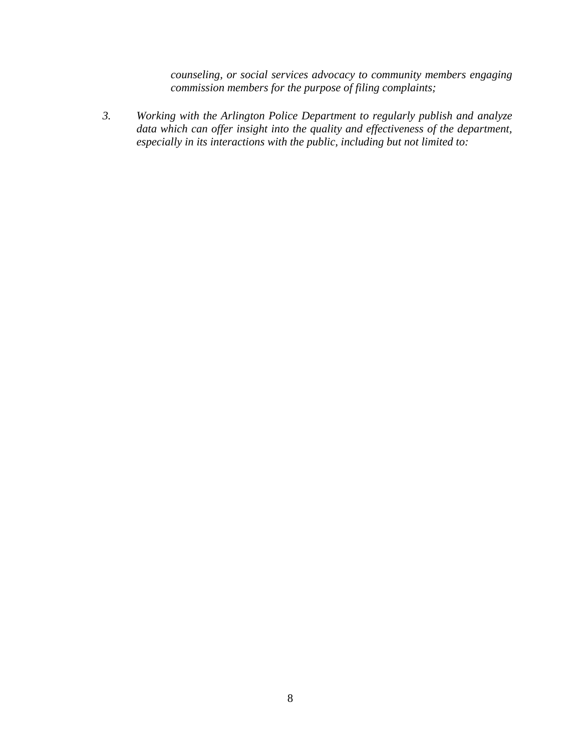*counseling, or social services advocacy to community members engaging commission members for the purpose of filing complaints;*

3. *Working with the Arlington Police Department to regularly publish and analyze data which can offer insight into the quality and effectiveness of the department, especially in its interactions with the public, including but not limited to:*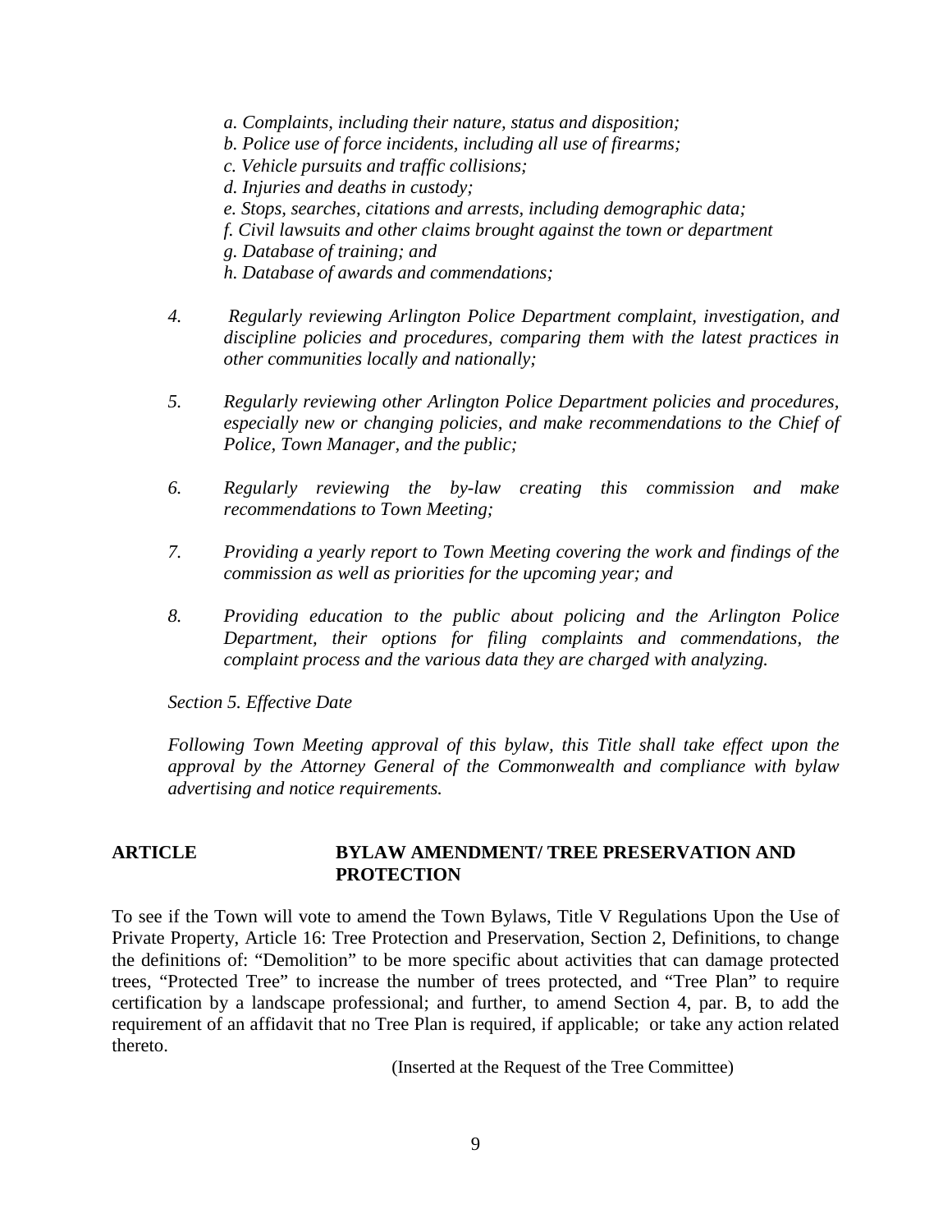*a. Complaints, including their nature, status and disposition;*
*b. Police use of force incidents, including all use of firearms;*
*c. Vehicle pursuits and traffic collisions;*
*d. Injuries and deaths in custody;*
*e. Stops, searches, citations and arrests, including demographic data;*
*f. Civil lawsuits and other claims brought against the town or department*
*g. Database of training; and*
*h. Database of awards and commendations;*

*4. Regularly reviewing Arlington Police Department complaint, investigation, and discipline policies and procedures, comparing them with the latest practices in other communities locally and nationally;*

*5. Regularly reviewing other Arlington Police Department policies and procedures, especially new or changing policies, and make recommendations to the Chief of Police, Town Manager, and the public;*

*6. Regularly reviewing the by-law creating this commission and make recommendations to Town Meeting;*

*7. Providing a yearly report to Town Meeting covering the work and findings of the commission as well as priorities for the upcoming year; and*

*8. Providing education to the public about policing and the Arlington Police Department, their options for filing complaints and commendations, the complaint process and the various data they are charged with analyzing.*

*Section 5. Effective Date*

*Following Town Meeting approval of this bylaw, this Title shall take effect upon the approval by the Attorney General of the Commonwealth and compliance with bylaw advertising and notice requirements.*

**ARTICLE BYLAW AMENDMENT/ TREE PRESERVATION AND PROTECTION**

To see if the Town will vote to amend the Town Bylaws, Title V Regulations Upon the Use of Private Property, Article 16: Tree Protection and Preservation, Section 2, Definitions, to change the definitions of: "Demolition" to be more specific about activities that can damage protected trees, "Protected Tree" to increase the number of trees protected, and "Tree Plan" to require certification by a landscape professional; and further, to amend Section 4, par. B, to add the requirement of an affidavit that no Tree Plan is required, if applicable; or take any action related thereto.

(Inserted at the Request of the Tree Committee)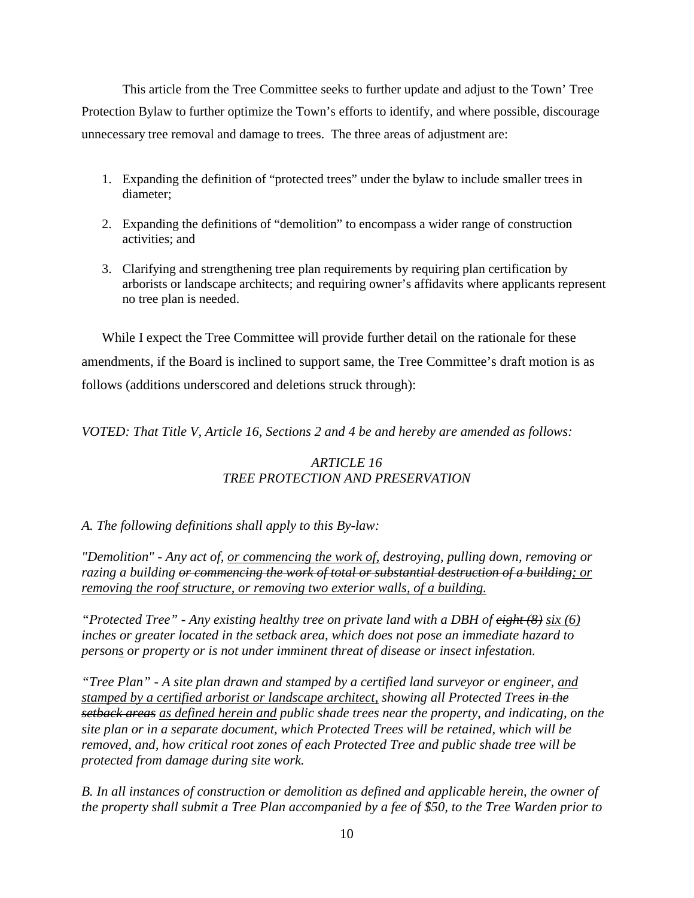This article from the Tree Committee seeks to further update and adjust to the Town' Tree Protection Bylaw to further optimize the Town's efforts to identify, and where possible, discourage unnecessary tree removal and damage to trees. The three areas of adjustment are:

1. Expanding the definition of "protected trees" under the bylaw to include smaller trees in diameter;

2. Expanding the definitions of "demolition" to encompass a wider range of construction activities; and

3. Clarifying and strengthening tree plan requirements by requiring plan certification by arborists or landscape architects; and requiring owner's affidavits where applicants represent no tree plan is needed.

While I expect the Tree Committee will provide further detail on the rationale for these amendments, if the Board is inclined to support same, the Tree Committee's draft motion is as follows (additions underscored and deletions struck through):

*VOTED: That Title V, Article 16, Sections 2 and 4 be and hereby are amended as follows:*

*ARTICLE 16*
*TREE PROTECTION AND PRESERVATION*

*A. The following definitions shall apply to this By-law:*

*"Demolition" - Any act of, <u>or commencing the work of,</u> destroying, pulling down, removing or razing a building ~~or commencing the work of total or substantial destruction of a building~~<u>; or removing the roof structure, or removing two exterior walls, of a building.</u>*

*"Protected Tree" - Any existing healthy tree on private land with a DBH of ~~eight (8)~~ <u>six (6)</u> inches or greater located in the setback area, which does not pose an immediate hazard to person<u>s</u> or property or is not under imminent threat of disease or insect infestation.*

*"Tree Plan" - A site plan drawn and stamped by a certified land surveyor or engineer, <u>and stamped by a certified arborist or landscape architect,</u> showing all Protected Trees ~~in the setback areas~~ <u>as defined herein and</u> public shade trees near the property, and indicating, on the site plan or in a separate document, which Protected Trees will be retained, which will be removed, and, how critical root zones of each Protected Tree and public shade tree will be protected from damage during site work.*

*B. In all instances of construction or demolition as defined and applicable herein, the owner of the property shall submit a Tree Plan accompanied by a fee of $50, to the Tree Warden prior to*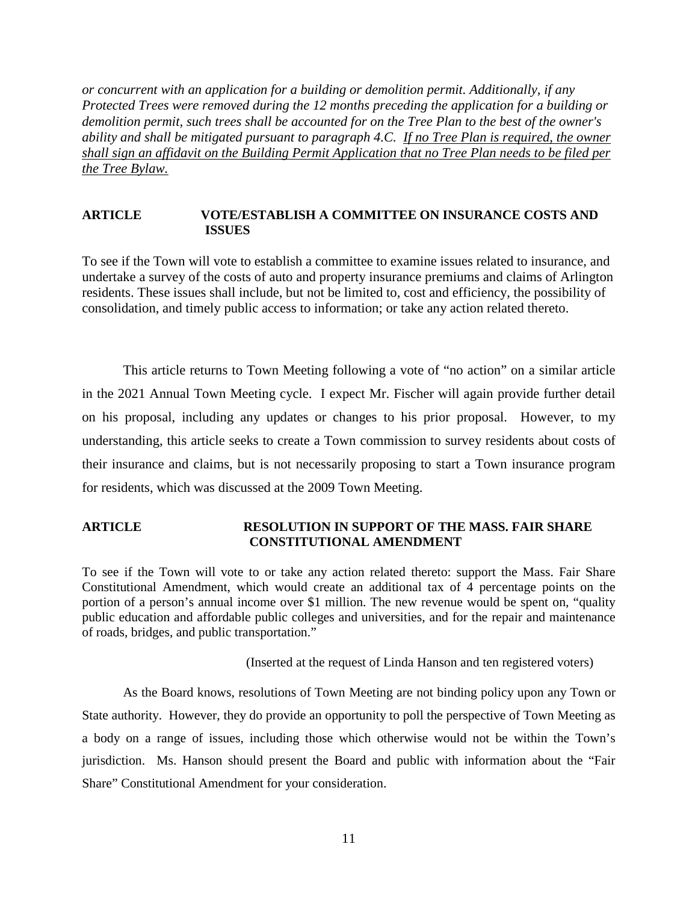*or concurrent with an application for a building or demolition permit. Additionally, if any Protected Trees were removed during the 12 months preceding the application for a building or demolition permit, such trees shall be accounted for on the Tree Plan to the best of the owner's ability and shall be mitigated pursuant to paragraph 4.C. <u>If no Tree Plan is required, the owner shall sign an affidavit on the Building Permit Application that no Tree Plan needs to be filed per the Tree Bylaw.</u>*

**ARTICLE VOTE/ESTABLISH A COMMITTEE ON INSURANCE COSTS AND ISSUES**

To see if the Town will vote to establish a committee to examine issues related to insurance, and undertake a survey of the costs of auto and property insurance premiums and claims of Arlington residents. These issues shall include, but not be limited to, cost and efficiency, the possibility of consolidation, and timely public access to information; or take any action related thereto.

This article returns to Town Meeting following a vote of "no action" on a similar article in the 2021 Annual Town Meeting cycle. I expect Mr. Fischer will again provide further detail on his proposal, including any updates or changes to his prior proposal. However, to my understanding, this article seeks to create a Town commission to survey residents about costs of their insurance and claims, but is not necessarily proposing to start a Town insurance program for residents, which was discussed at the 2009 Town Meeting.

**ARTICLE RESOLUTION IN SUPPORT OF THE MASS. FAIR SHARE CONSTITUTIONAL AMENDMENT**

To see if the Town will vote to or take any action related thereto: support the Mass. Fair Share Constitutional Amendment, which would create an additional tax of 4 percentage points on the portion of a person's annual income over $1 million. The new revenue would be spent on, "quality public education and affordable public colleges and universities, and for the repair and maintenance of roads, bridges, and public transportation."

(Inserted at the request of Linda Hanson and ten registered voters)

As the Board knows, resolutions of Town Meeting are not binding policy upon any Town or State authority. However, they do provide an opportunity to poll the perspective of Town Meeting as a body on a range of issues, including those which otherwise would not be within the Town's jurisdiction. Ms. Hanson should present the Board and public with information about the "Fair Share" Constitutional Amendment for your consideration.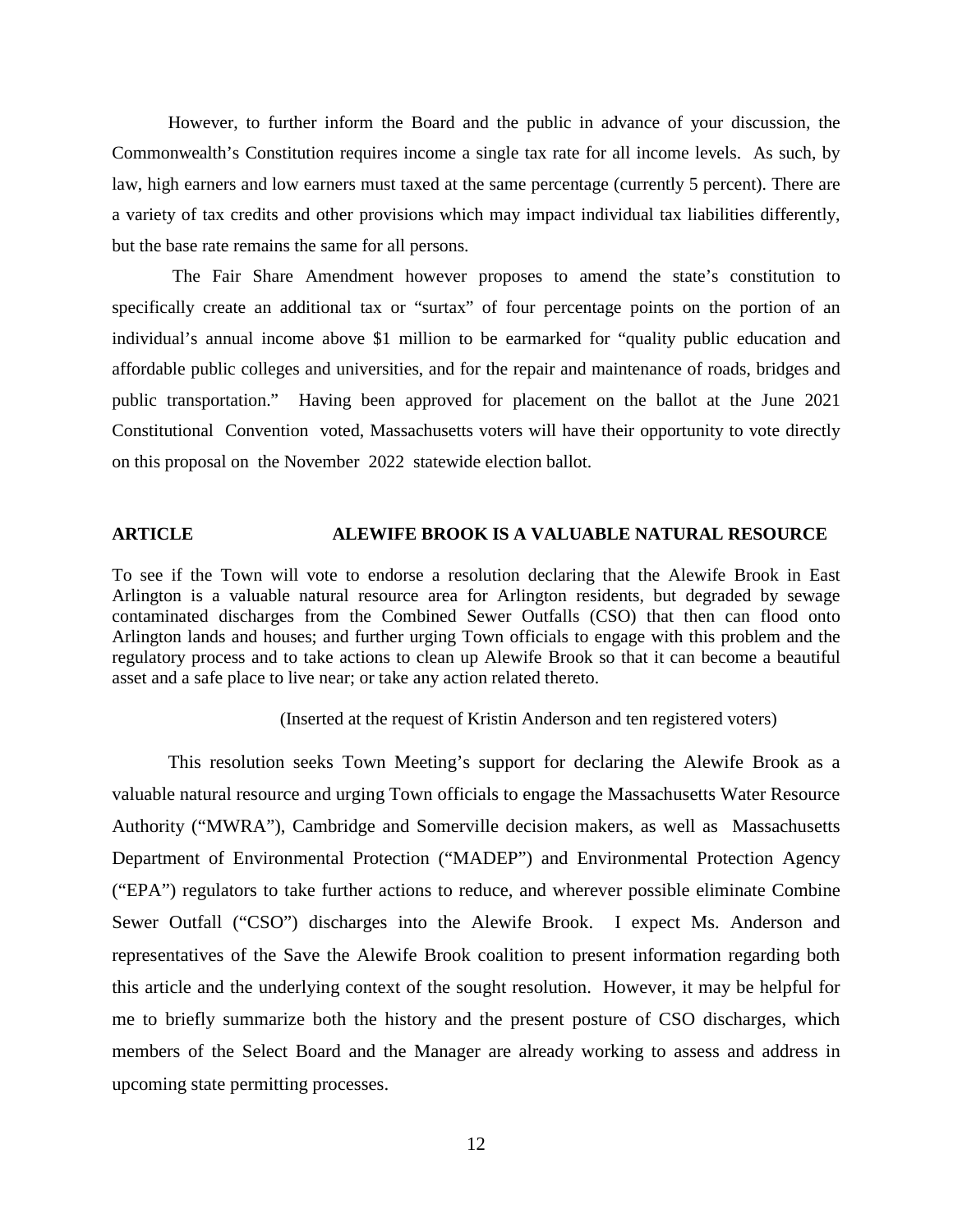However, to further inform the Board and the public in advance of your discussion, the Commonwealth's Constitution requires income a single tax rate for all income levels. As such, by law, high earners and low earners must taxed at the same percentage (currently 5 percent). There are a variety of tax credits and other provisions which may impact individual tax liabilities differently, but the base rate remains the same for all persons.

The Fair Share Amendment however proposes to amend the state's constitution to specifically create an additional tax or "surtax" of four percentage points on the portion of an individual's annual income above $1 million to be earmarked for "quality public education and affordable public colleges and universities, and for the repair and maintenance of roads, bridges and public transportation." Having been approved for placement on the ballot at the June 2021 Constitutional Convention voted, Massachusetts voters will have their opportunity to vote directly on this proposal on the November 2022 statewide election ballot.

**ARTICLE ALEWIFE BROOK IS A VALUABLE NATURAL RESOURCE**

To see if the Town will vote to endorse a resolution declaring that the Alewife Brook in East Arlington is a valuable natural resource area for Arlington residents, but degraded by sewage contaminated discharges from the Combined Sewer Outfalls (CSO) that then can flood onto Arlington lands and houses; and further urging Town officials to engage with this problem and the regulatory process and to take actions to clean up Alewife Brook so that it can become a beautiful asset and a safe place to live near; or take any action related thereto.

(Inserted at the request of Kristin Anderson and ten registered voters)

This resolution seeks Town Meeting's support for declaring the Alewife Brook as a valuable natural resource and urging Town officials to engage the Massachusetts Water Resource Authority ("MWRA"), Cambridge and Somerville decision makers, as well as Massachusetts Department of Environmental Protection ("MADEP") and Environmental Protection Agency ("EPA") regulators to take further actions to reduce, and wherever possible eliminate Combine Sewer Outfall ("CSO") discharges into the Alewife Brook. I expect Ms. Anderson and representatives of the Save the Alewife Brook coalition to present information regarding both this article and the underlying context of the sought resolution. However, it may be helpful for me to briefly summarize both the history and the present posture of CSO discharges, which members of the Select Board and the Manager are already working to assess and address in upcoming state permitting processes.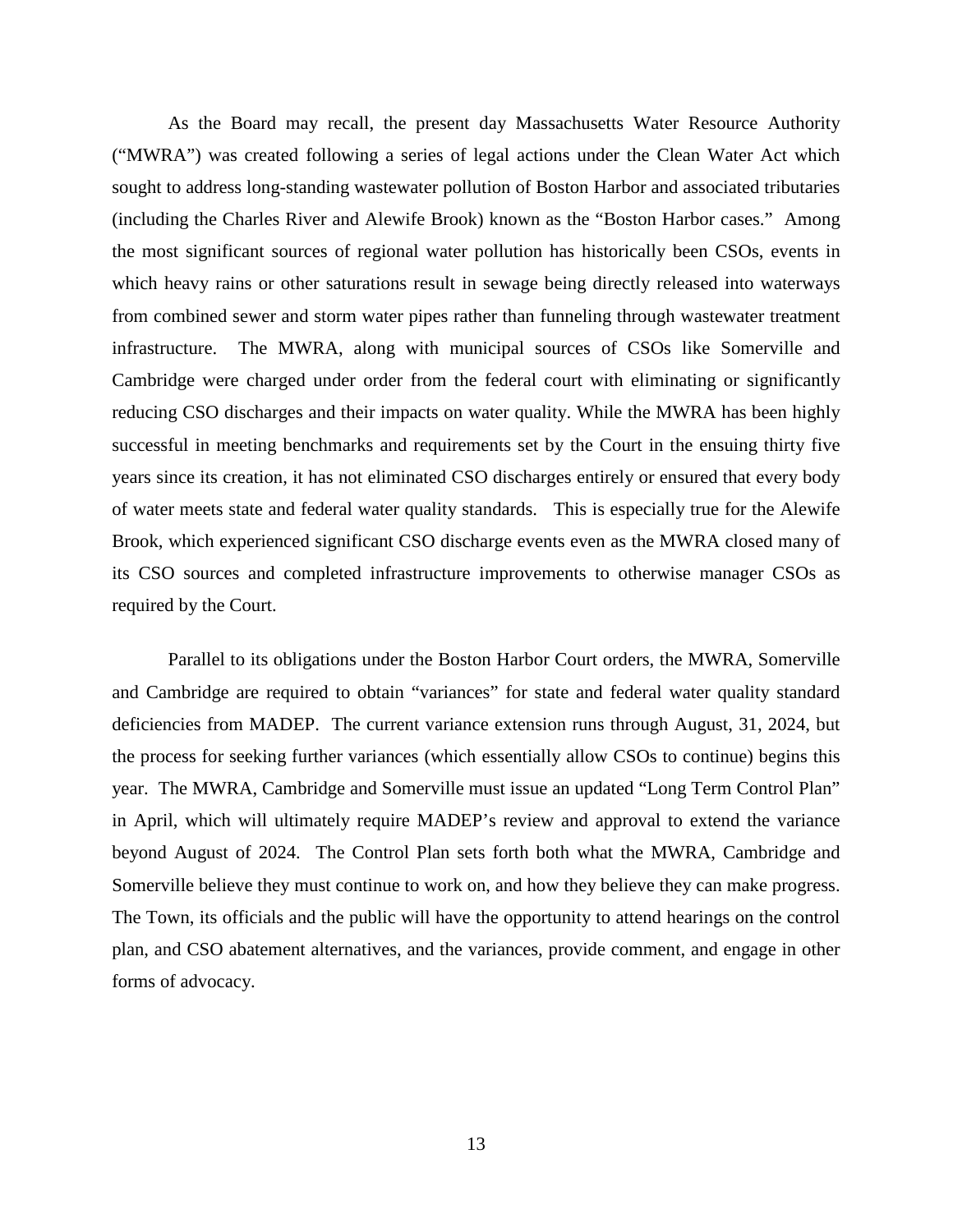As the Board may recall, the present day Massachusetts Water Resource Authority ("MWRA") was created following a series of legal actions under the Clean Water Act which sought to address long-standing wastewater pollution of Boston Harbor and associated tributaries (including the Charles River and Alewife Brook) known as the "Boston Harbor cases." Among the most significant sources of regional water pollution has historically been CSOs, events in which heavy rains or other saturations result in sewage being directly released into waterways from combined sewer and storm water pipes rather than funneling through wastewater treatment infrastructure. The MWRA, along with municipal sources of CSOs like Somerville and Cambridge were charged under order from the federal court with eliminating or significantly reducing CSO discharges and their impacts on water quality. While the MWRA has been highly successful in meeting benchmarks and requirements set by the Court in the ensuing thirty five years since its creation, it has not eliminated CSO discharges entirely or ensured that every body of water meets state and federal water quality standards. This is especially true for the Alewife Brook, which experienced significant CSO discharge events even as the MWRA closed many of its CSO sources and completed infrastructure improvements to otherwise manager CSOs as required by the Court.

Parallel to its obligations under the Boston Harbor Court orders, the MWRA, Somerville and Cambridge are required to obtain "variances" for state and federal water quality standard deficiencies from MADEP. The current variance extension runs through August, 31, 2024, but the process for seeking further variances (which essentially allow CSOs to continue) begins this year. The MWRA, Cambridge and Somerville must issue an updated "Long Term Control Plan" in April, which will ultimately require MADEP's review and approval to extend the variance beyond August of 2024. The Control Plan sets forth both what the MWRA, Cambridge and Somerville believe they must continue to work on, and how they believe they can make progress. The Town, its officials and the public will have the opportunity to attend hearings on the control plan, and CSO abatement alternatives, and the variances, provide comment, and engage in other forms of advocacy.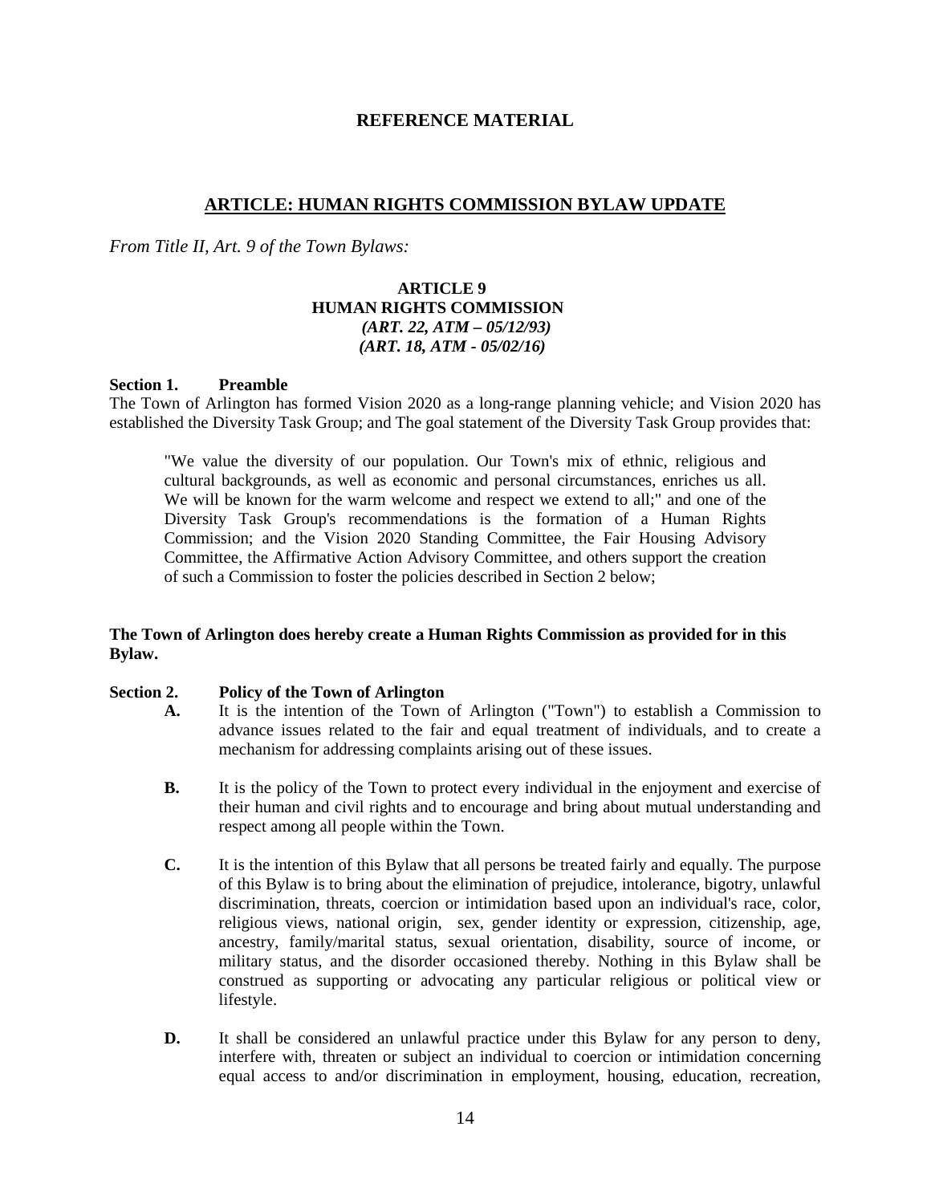## REFERENCE MATERIAL

## ARTICLE: HUMAN RIGHTS COMMISSION BYLAW UPDATE

*From Title II, Art. 9 of the Town Bylaws:*

### ARTICLE 9
### HUMAN RIGHTS COMMISSION
***(ART. 22, ATM – 05/12/93)***
***(ART. 18, ATM - 05/02/16)***

**Section 1. Preamble**

The Town of Arlington has formed Vision 2020 as a long-range planning vehicle; and Vision 2020 has established the Diversity Task Group; and The goal statement of the Diversity Task Group provides that:

> "We value the diversity of our population. Our Town's mix of ethnic, religious and cultural backgrounds, as well as economic and personal circumstances, enriches us all. We will be known for the warm welcome and respect we extend to all;" and one of the Diversity Task Group's recommendations is the formation of a Human Rights Commission; and the Vision 2020 Standing Committee, the Fair Housing Advisory Committee, the Affirmative Action Advisory Committee, and others support the creation of such a Commission to foster the policies described in Section 2 below;

**The Town of Arlington does hereby create a Human Rights Commission as provided for in this Bylaw.**

**Section 2. Policy of the Town of Arlington**

**A.** It is the intention of the Town of Arlington ("Town") to establish a Commission to advance issues related to the fair and equal treatment of individuals, and to create a mechanism for addressing complaints arising out of these issues.

**B.** It is the policy of the Town to protect every individual in the enjoyment and exercise of their human and civil rights and to encourage and bring about mutual understanding and respect among all people within the Town.

**C.** It is the intention of this Bylaw that all persons be treated fairly and equally. The purpose of this Bylaw is to bring about the elimination of prejudice, intolerance, bigotry, unlawful discrimination, threats, coercion or intimidation based upon an individual's race, color, religious views, national origin, sex, gender identity or expression, citizenship, age, ancestry, family/marital status, sexual orientation, disability, source of income, or military status, and the disorder occasioned thereby. Nothing in this Bylaw shall be construed as supporting or advocating any particular religious or political view or lifestyle.

**D.** It shall be considered an unlawful practice under this Bylaw for any person to deny, interfere with, threaten or subject an individual to coercion or intimidation concerning equal access to and/or discrimination in employment, housing, education, recreation,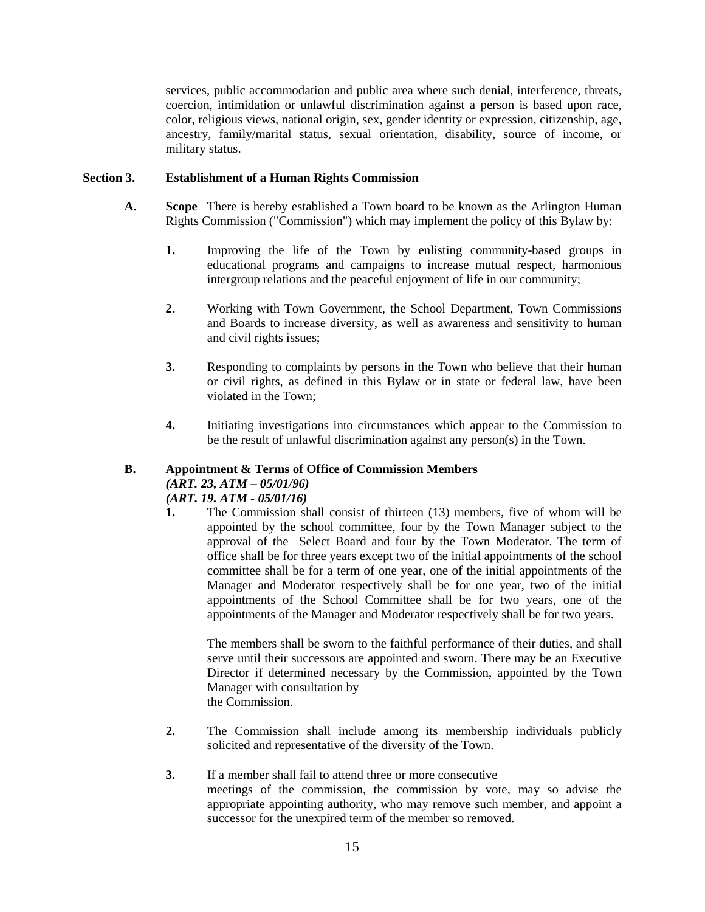services, public accommodation and public area where such denial, interference, threats, coercion, intimidation or unlawful discrimination against a person is based upon race, color, religious views, national origin, sex, gender identity or expression, citizenship, age, ancestry, family/marital status, sexual orientation, disability, source of income, or military status.

### Section 3. Establishment of a Human Rights Commission

**A.** **Scope** There is hereby established a Town board to be known as the Arlington Human Rights Commission ("Commission") which may implement the policy of this Bylaw by:

**1.** Improving the life of the Town by enlisting community-based groups in educational programs and campaigns to increase mutual respect, harmonious intergroup relations and the peaceful enjoyment of life in our community;

**2.** Working with Town Government, the School Department, Town Commissions and Boards to increase diversity, as well as awareness and sensitivity to human and civil rights issues;

**3.** Responding to complaints by persons in the Town who believe that their human or civil rights, as defined in this Bylaw or in state or federal law, have been violated in the Town;

**4.** Initiating investigations into circumstances which appear to the Commission to be the result of unlawful discrimination against any person(s) in the Town.

**B.** **Appointment & Terms of Office of Commission Members**
***(ART. 23, ATM – 05/01/96)***
***(ART. 19. ATM - 05/01/16)***

**1.** The Commission shall consist of thirteen (13) members, five of whom will be appointed by the school committee, four by the Town Manager subject to the approval of the Select Board and four by the Town Moderator. The term of office shall be for three years except two of the initial appointments of the school committee shall be for a term of one year, one of the initial appointments of the Manager and Moderator respectively shall be for one year, two of the initial appointments of the School Committee shall be for two years, one of the appointments of the Manager and Moderator respectively shall be for two years.

The members shall be sworn to the faithful performance of their duties, and shall serve until their successors are appointed and sworn. There may be an Executive Director if determined necessary by the Commission, appointed by the Town Manager with consultation by the Commission.

**2.** The Commission shall include among its membership individuals publicly solicited and representative of the diversity of the Town.

**3.** If a member shall fail to attend three or more consecutive meetings of the commission, the commission by vote, may so advise the appropriate appointing authority, who may remove such member, and appoint a successor for the unexpired term of the member so removed.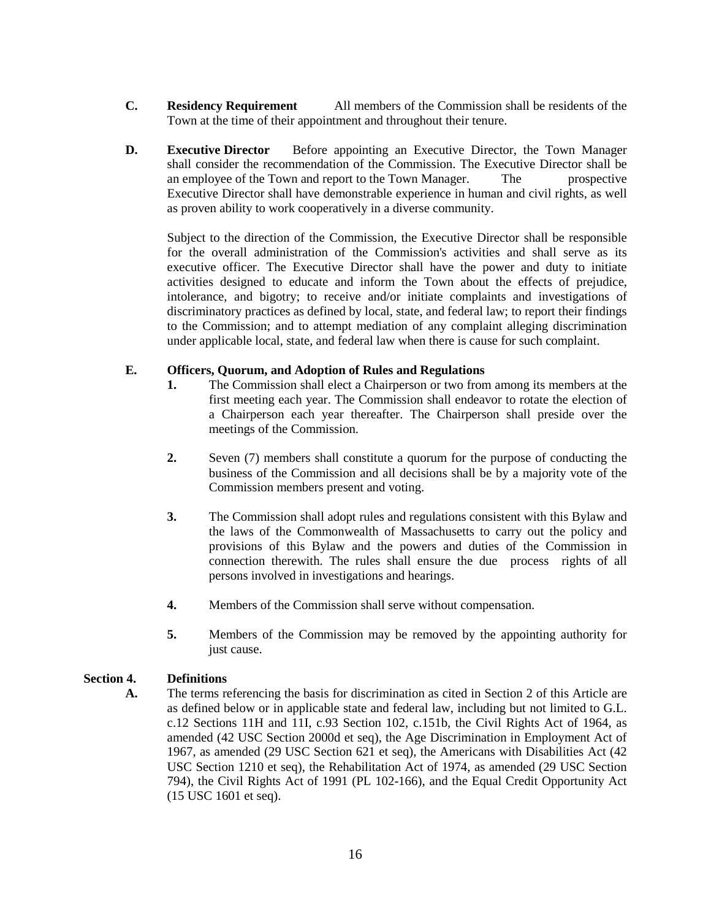**C. Residency Requirement** All members of the Commission shall be residents of the Town at the time of their appointment and throughout their tenure.

**D. Executive Director** Before appointing an Executive Director, the Town Manager shall consider the recommendation of the Commission. The Executive Director shall be an employee of the Town and report to the Town Manager. The prospective Executive Director shall have demonstrable experience in human and civil rights, as well as proven ability to work cooperatively in a diverse community.

Subject to the direction of the Commission, the Executive Director shall be responsible for the overall administration of the Commission's activities and shall serve as its executive officer. The Executive Director shall have the power and duty to initiate activities designed to educate and inform the Town about the effects of prejudice, intolerance, and bigotry; to receive and/or initiate complaints and investigations of discriminatory practices as defined by local, state, and federal law; to report their findings to the Commission; and to attempt mediation of any complaint alleging discrimination under applicable local, state, and federal law when there is cause for such complaint.

**E. Officers, Quorum, and Adoption of Rules and Regulations**

**1.** The Commission shall elect a Chairperson or two from among its members at the first meeting each year. The Commission shall endeavor to rotate the election of a Chairperson each year thereafter. The Chairperson shall preside over the meetings of the Commission.

**2.** Seven (7) members shall constitute a quorum for the purpose of conducting the business of the Commission and all decisions shall be by a majority vote of the Commission members present and voting.

**3.** The Commission shall adopt rules and regulations consistent with this Bylaw and the laws of the Commonwealth of Massachusetts to carry out the policy and provisions of this Bylaw and the powers and duties of the Commission in connection therewith. The rules shall ensure the due process rights of all persons involved in investigations and hearings.

**4.** Members of the Commission shall serve without compensation.

**5.** Members of the Commission may be removed by the appointing authority for just cause.

**Section 4. Definitions**

**A.** The terms referencing the basis for discrimination as cited in Section 2 of this Article are as defined below or in applicable state and federal law, including but not limited to G.L. c.12 Sections 11H and 11I, c.93 Section 102, c.151b, the Civil Rights Act of 1964, as amended (42 USC Section 2000d et seq), the Age Discrimination in Employment Act of 1967, as amended (29 USC Section 621 et seq), the Americans with Disabilities Act (42 USC Section 1210 et seq), the Rehabilitation Act of 1974, as amended (29 USC Section 794), the Civil Rights Act of 1991 (PL 102-166), and the Equal Credit Opportunity Act (15 USC 1601 et seq).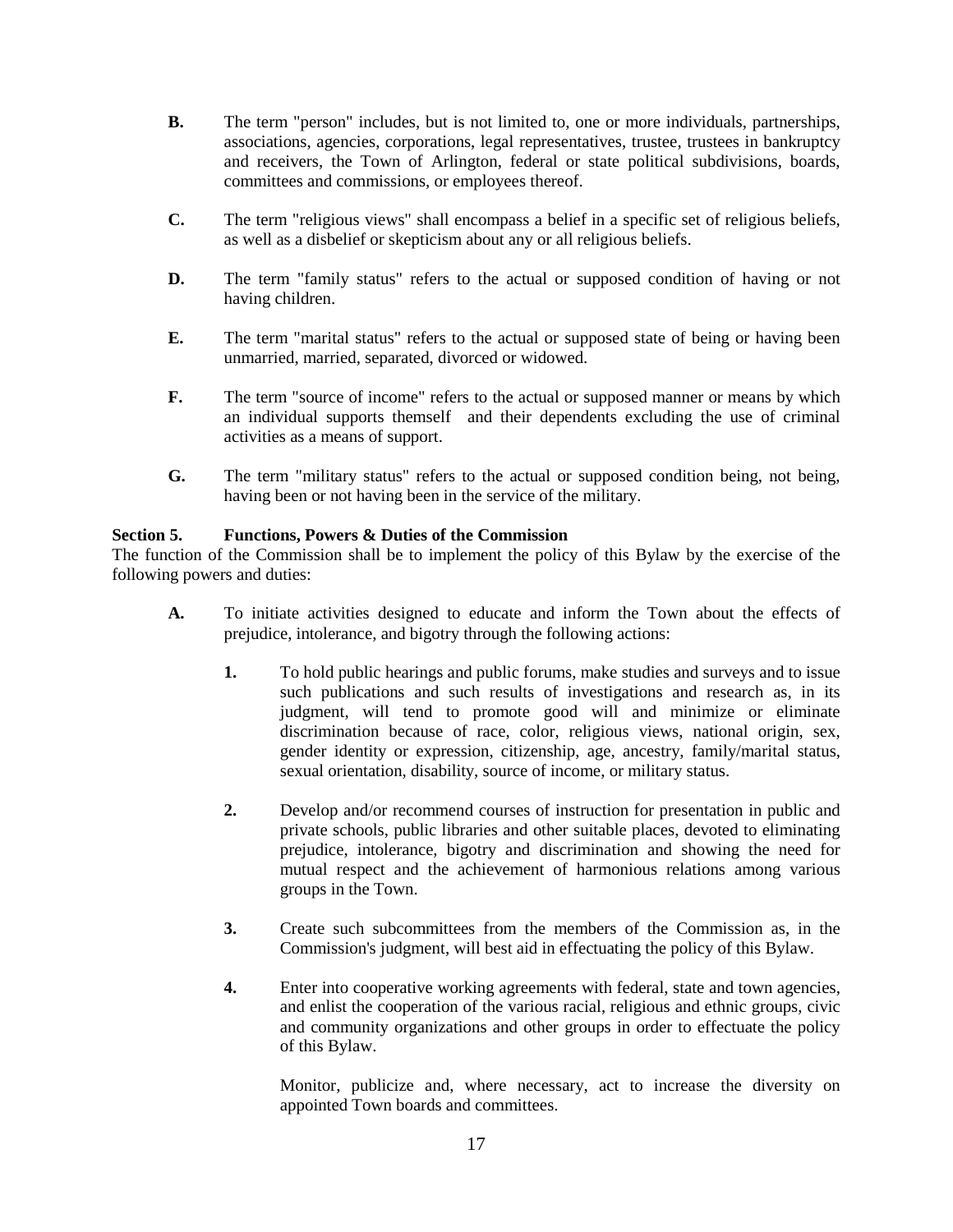**B.** The term "person" includes, but is not limited to, one or more individuals, partnerships, associations, agencies, corporations, legal representatives, trustee, trustees in bankruptcy and receivers, the Town of Arlington, federal or state political subdivisions, boards, committees and commissions, or employees thereof.

**C.** The term "religious views" shall encompass a belief in a specific set of religious beliefs, as well as a disbelief or skepticism about any or all religious beliefs.

**D.** The term "family status" refers to the actual or supposed condition of having or not having children.

**E.** The term "marital status" refers to the actual or supposed state of being or having been unmarried, married, separated, divorced or widowed.

**F.** The term "source of income" refers to the actual or supposed manner or means by which an individual supports themself and their dependents excluding the use of criminal activities as a means of support.

**G.** The term "military status" refers to the actual or supposed condition being, not being, having been or not having been in the service of the military.

**Section 5. Functions, Powers & Duties of the Commission**

The function of the Commission shall be to implement the policy of this Bylaw by the exercise of the following powers and duties:

**A.** To initiate activities designed to educate and inform the Town about the effects of prejudice, intolerance, and bigotry through the following actions:

**1.** To hold public hearings and public forums, make studies and surveys and to issue such publications and such results of investigations and research as, in its judgment, will tend to promote good will and minimize or eliminate discrimination because of race, color, religious views, national origin, sex, gender identity or expression, citizenship, age, ancestry, family/marital status, sexual orientation, disability, source of income, or military status.

**2.** Develop and/or recommend courses of instruction for presentation in public and private schools, public libraries and other suitable places, devoted to eliminating prejudice, intolerance, bigotry and discrimination and showing the need for mutual respect and the achievement of harmonious relations among various groups in the Town.

**3.** Create such subcommittees from the members of the Commission as, in the Commission's judgment, will best aid in effectuating the policy of this Bylaw.

**4.** Enter into cooperative working agreements with federal, state and town agencies, and enlist the cooperation of the various racial, religious and ethnic groups, civic and community organizations and other groups in order to effectuate the policy of this Bylaw.

Monitor, publicize and, where necessary, act to increase the diversity on appointed Town boards and committees.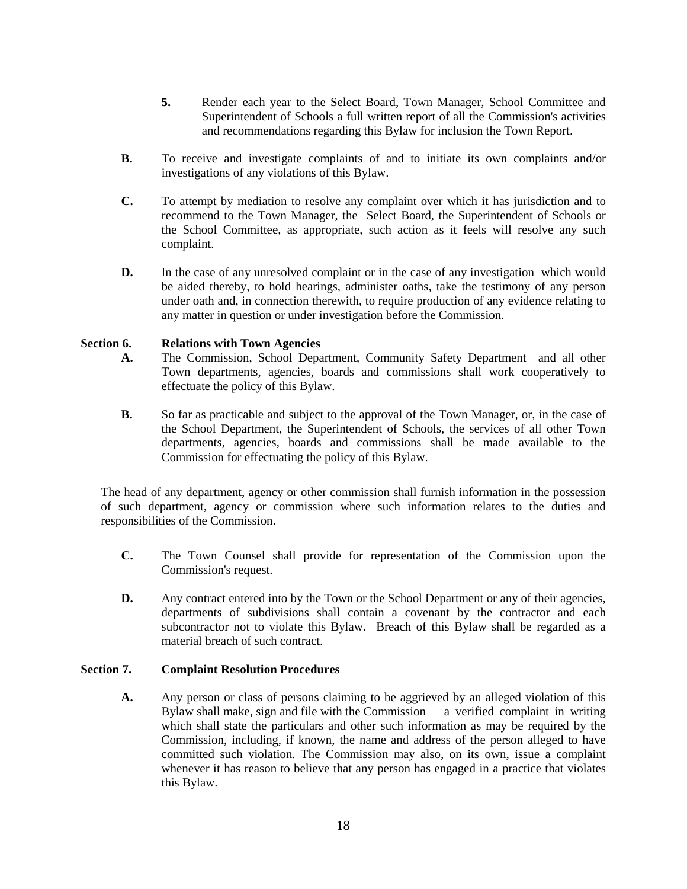**5.** Render each year to the Select Board, Town Manager, School Committee and Superintendent of Schools a full written report of all the Commission's activities and recommendations regarding this Bylaw for inclusion the Town Report.

**B.** To receive and investigate complaints of and to initiate its own complaints and/or investigations of any violations of this Bylaw.

**C.** To attempt by mediation to resolve any complaint over which it has jurisdiction and to recommend to the Town Manager, the Select Board, the Superintendent of Schools or the School Committee, as appropriate, such action as it feels will resolve any such complaint.

**D.** In the case of any unresolved complaint or in the case of any investigation which would be aided thereby, to hold hearings, administer oaths, take the testimony of any person under oath and, in connection therewith, to require production of any evidence relating to any matter in question or under investigation before the Commission.

**Section 6. Relations with Town Agencies**

**A.** The Commission, School Department, Community Safety Department and all other Town departments, agencies, boards and commissions shall work cooperatively to effectuate the policy of this Bylaw.

**B.** So far as practicable and subject to the approval of the Town Manager, or, in the case of the School Department, the Superintendent of Schools, the services of all other Town departments, agencies, boards and commissions shall be made available to the Commission for effectuating the policy of this Bylaw.

The head of any department, agency or other commission shall furnish information in the possession of such department, agency or commission where such information relates to the duties and responsibilities of the Commission.

**C.** The Town Counsel shall provide for representation of the Commission upon the Commission's request.

**D.** Any contract entered into by the Town or the School Department or any of their agencies, departments of subdivisions shall contain a covenant by the contractor and each subcontractor not to violate this Bylaw. Breach of this Bylaw shall be regarded as a material breach of such contract.

**Section 7. Complaint Resolution Procedures**

**A.** Any person or class of persons claiming to be aggrieved by an alleged violation of this Bylaw shall make, sign and file with the Commission a verified complaint in writing which shall state the particulars and other such information as may be required by the Commission, including, if known, the name and address of the person alleged to have committed such violation. The Commission may also, on its own, issue a complaint whenever it has reason to believe that any person has engaged in a practice that violates this Bylaw.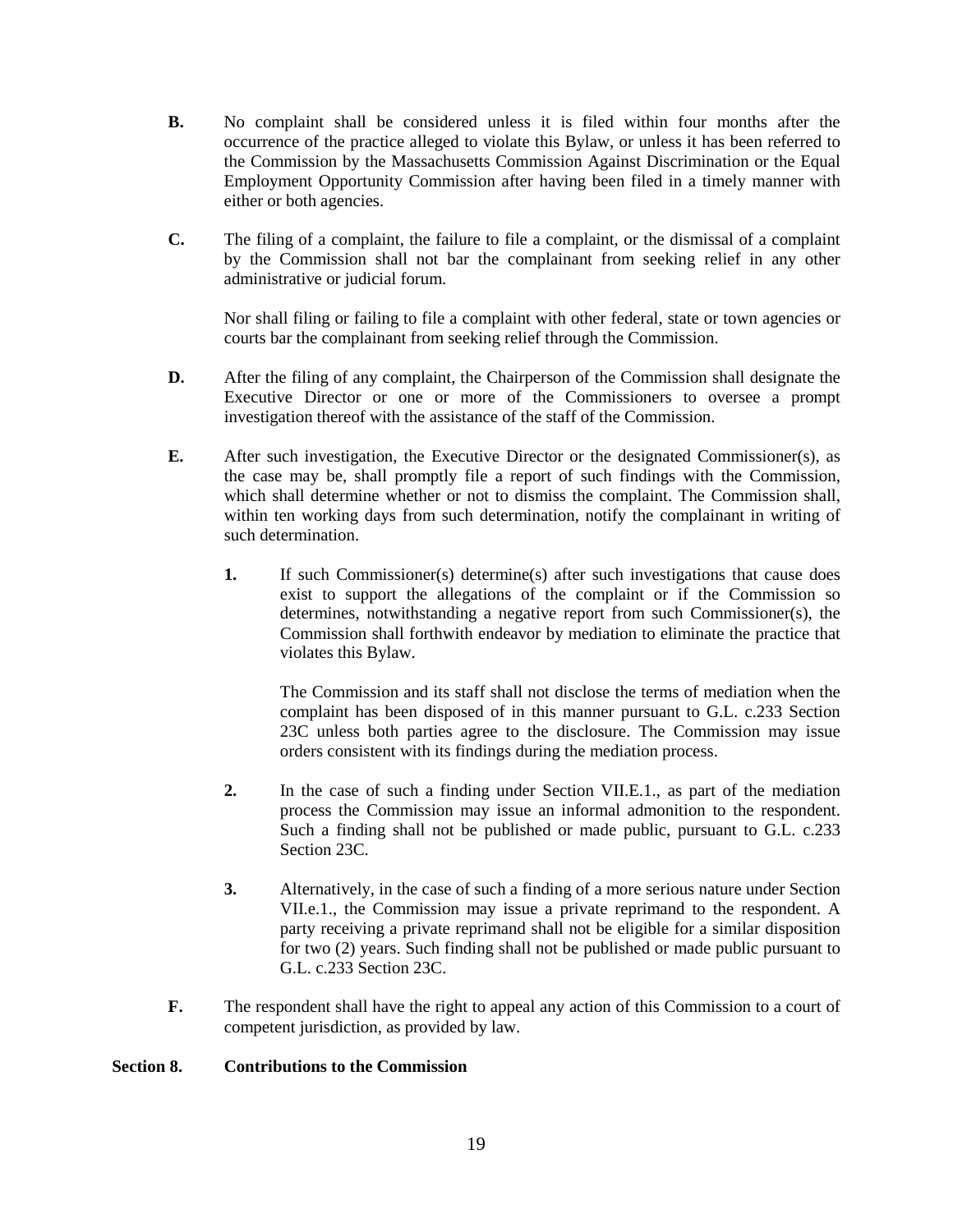**B.** No complaint shall be considered unless it is filed within four months after the occurrence of the practice alleged to violate this Bylaw, or unless it has been referred to the Commission by the Massachusetts Commission Against Discrimination or the Equal Employment Opportunity Commission after having been filed in a timely manner with either or both agencies.

**C.** The filing of a complaint, the failure to file a complaint, or the dismissal of a complaint by the Commission shall not bar the complainant from seeking relief in any other administrative or judicial forum.

Nor shall filing or failing to file a complaint with other federal, state or town agencies or courts bar the complainant from seeking relief through the Commission.

**D.** After the filing of any complaint, the Chairperson of the Commission shall designate the Executive Director or one or more of the Commissioners to oversee a prompt investigation thereof with the assistance of the staff of the Commission.

**E.** After such investigation, the Executive Director or the designated Commissioner(s), as the case may be, shall promptly file a report of such findings with the Commission, which shall determine whether or not to dismiss the complaint. The Commission shall, within ten working days from such determination, notify the complainant in writing of such determination.

**1.** If such Commissioner(s) determine(s) after such investigations that cause does exist to support the allegations of the complaint or if the Commission so determines, notwithstanding a negative report from such Commissioner(s), the Commission shall forthwith endeavor by mediation to eliminate the practice that violates this Bylaw.

The Commission and its staff shall not disclose the terms of mediation when the complaint has been disposed of in this manner pursuant to G.L. c.233 Section 23C unless both parties agree to the disclosure. The Commission may issue orders consistent with its findings during the mediation process.

**2.** In the case of such a finding under Section VII.E.1., as part of the mediation process the Commission may issue an informal admonition to the respondent. Such a finding shall not be published or made public, pursuant to G.L. c.233 Section 23C.

**3.** Alternatively, in the case of such a finding of a more serious nature under Section VII.e.1., the Commission may issue a private reprimand to the respondent. A party receiving a private reprimand shall not be eligible for a similar disposition for two (2) years. Such finding shall not be published or made public pursuant to G.L. c.233 Section 23C.

**F.** The respondent shall have the right to appeal any action of this Commission to a court of competent jurisdiction, as provided by law.

## Section 8. Contributions to the Commission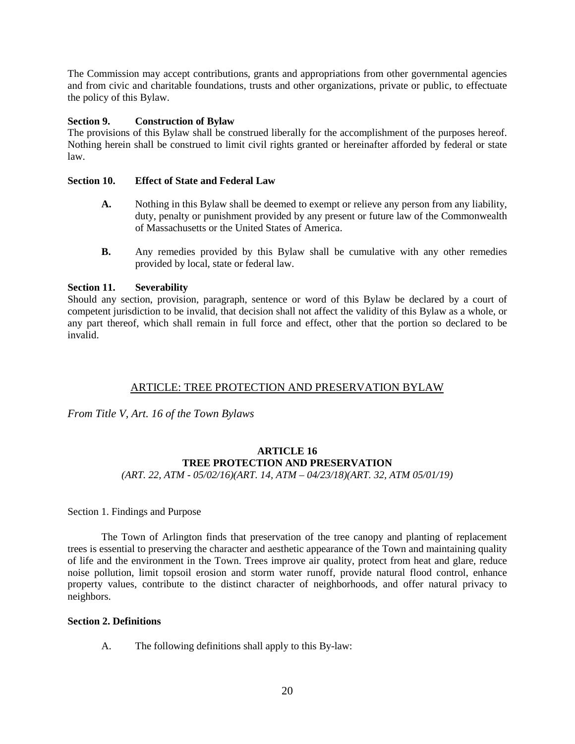The Commission may accept contributions, grants and appropriations from other governmental agencies and from civic and charitable foundations, trusts and other organizations, private or public, to effectuate the policy of this Bylaw.

**Section 9. Construction of Bylaw**

The provisions of this Bylaw shall be construed liberally for the accomplishment of the purposes hereof. Nothing herein shall be construed to limit civil rights granted or hereinafter afforded by federal or state law.

**Section 10. Effect of State and Federal Law**

- **A.** Nothing in this Bylaw shall be deemed to exempt or relieve any person from any liability, duty, penalty or punishment provided by any present or future law of the Commonwealth of Massachusetts or the United States of America.
- **B.** Any remedies provided by this Bylaw shall be cumulative with any other remedies provided by local, state or federal law.

**Section 11. Severability**

Should any section, provision, paragraph, sentence or word of this Bylaw be declared by a court of competent jurisdiction to be invalid, that decision shall not affect the validity of this Bylaw as a whole, or any part thereof, which shall remain in full force and effect, other that the portion so declared to be invalid.

## ARTICLE: TREE PROTECTION AND PRESERVATION BYLAW

*From Title V, Art. 16 of the Town Bylaws*

### ARTICLE 16
### TREE PROTECTION AND PRESERVATION

*(ART. 22, ATM - 05/02/16)(ART. 14, ATM – 04/23/18)(ART. 32, ATM 05/01/19)*

Section 1. Findings and Purpose

The Town of Arlington finds that preservation of the tree canopy and planting of replacement trees is essential to preserving the character and aesthetic appearance of the Town and maintaining quality of life and the environment in the Town. Trees improve air quality, protect from heat and glare, reduce noise pollution, limit topsoil erosion and storm water runoff, provide natural flood control, enhance property values, contribute to the distinct character of neighborhoods, and offer natural privacy to neighbors.

**Section 2. Definitions**

A. The following definitions shall apply to this By-law: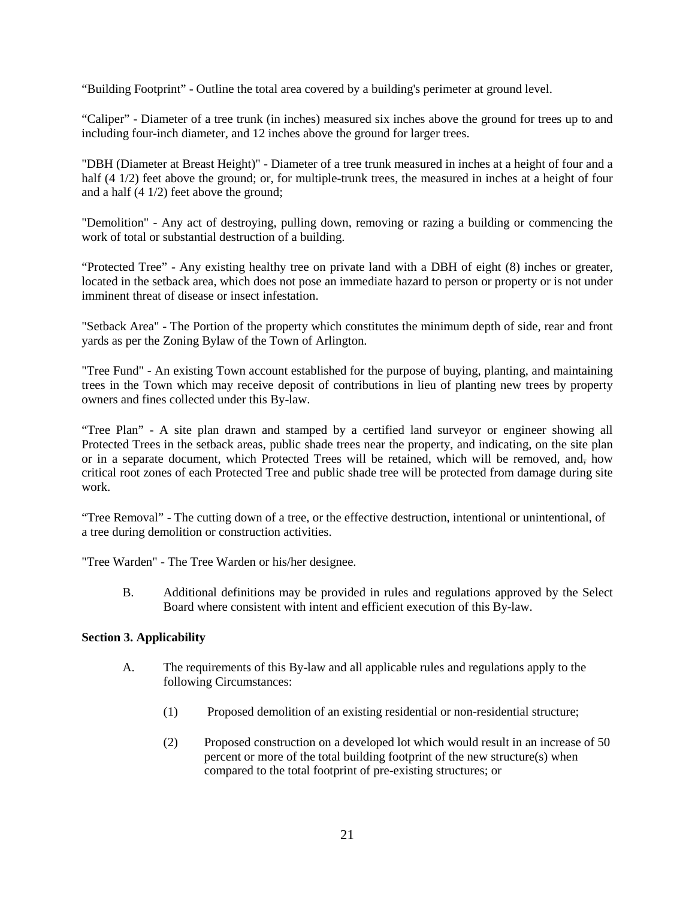"Building Footprint" - Outline the total area covered by a building's perimeter at ground level.

"Caliper" - Diameter of a tree trunk (in inches) measured six inches above the ground for trees up to and including four-inch diameter, and 12 inches above the ground for larger trees.

"DBH (Diameter at Breast Height)" - Diameter of a tree trunk measured in inches at a height of four and a half (4 1/2) feet above the ground; or, for multiple-trunk trees, the measured in inches at a height of four and a half (4 1/2) feet above the ground;

"Demolition" - Any act of destroying, pulling down, removing or razing a building or commencing the work of total or substantial destruction of a building.

"Protected Tree" - Any existing healthy tree on private land with a DBH of eight (8) inches or greater, located in the setback area, which does not pose an immediate hazard to person or property or is not under imminent threat of disease or insect infestation.

"Setback Area" - The Portion of the property which constitutes the minimum depth of side, rear and front yards as per the Zoning Bylaw of the Town of Arlington.

"Tree Fund" - An existing Town account established for the purpose of buying, planting, and maintaining trees in the Town which may receive deposit of contributions in lieu of planting new trees by property owners and fines collected under this By-law.

"Tree Plan" - A site plan drawn and stamped by a certified land surveyor or engineer showing all Protected Trees in the setback areas, public shade trees near the property, and indicating, on the site plan or in a separate document, which Protected Trees will be retained, which will be removed, and ~~,~~ how critical root zones of each Protected Tree and public shade tree will be protected from damage during site work.

"Tree Removal" - The cutting down of a tree, or the effective destruction, intentional or unintentional, of a tree during demolition or construction activities.

"Tree Warden" - The Tree Warden or his/her designee.

B. Additional definitions may be provided in rules and regulations approved by the Select Board where consistent with intent and efficient execution of this By-law.

**Section 3. Applicability**

A. The requirements of this By-law and all applicable rules and regulations apply to the following Circumstances:

(1) Proposed demolition of an existing residential or non-residential structure;

(2) Proposed construction on a developed lot which would result in an increase of 50 percent or more of the total building footprint of the new structure(s) when compared to the total footprint of pre-existing structures; or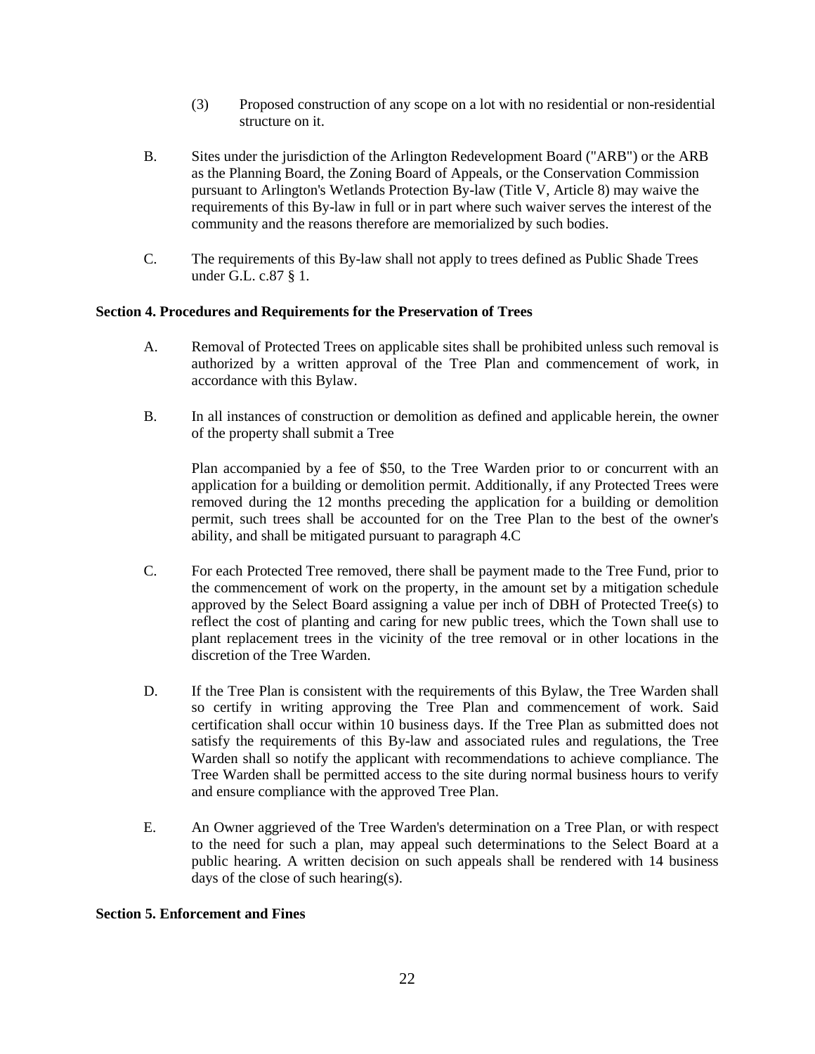(3) Proposed construction of any scope on a lot with no residential or non-residential structure on it.

B. Sites under the jurisdiction of the Arlington Redevelopment Board ("ARB") or the ARB as the Planning Board, the Zoning Board of Appeals, or the Conservation Commission pursuant to Arlington's Wetlands Protection By-law (Title V, Article 8) may waive the requirements of this By-law in full or in part where such waiver serves the interest of the community and the reasons therefore are memorialized by such bodies.

C. The requirements of this By-law shall not apply to trees defined as Public Shade Trees under G.L. c.87 § 1.

**Section 4. Procedures and Requirements for the Preservation of Trees**

A. Removal of Protected Trees on applicable sites shall be prohibited unless such removal is authorized by a written approval of the Tree Plan and commencement of work, in accordance with this Bylaw.

B. In all instances of construction or demolition as defined and applicable herein, the owner of the property shall submit a Tree

Plan accompanied by a fee of $50, to the Tree Warden prior to or concurrent with an application for a building or demolition permit. Additionally, if any Protected Trees were removed during the 12 months preceding the application for a building or demolition permit, such trees shall be accounted for on the Tree Plan to the best of the owner's ability, and shall be mitigated pursuant to paragraph 4.C

C. For each Protected Tree removed, there shall be payment made to the Tree Fund, prior to the commencement of work on the property, in the amount set by a mitigation schedule approved by the Select Board assigning a value per inch of DBH of Protected Tree(s) to reflect the cost of planting and caring for new public trees, which the Town shall use to plant replacement trees in the vicinity of the tree removal or in other locations in the discretion of the Tree Warden.

D. If the Tree Plan is consistent with the requirements of this Bylaw, the Tree Warden shall so certify in writing approving the Tree Plan and commencement of work. Said certification shall occur within 10 business days. If the Tree Plan as submitted does not satisfy the requirements of this By-law and associated rules and regulations, the Tree Warden shall so notify the applicant with recommendations to achieve compliance. The Tree Warden shall be permitted access to the site during normal business hours to verify and ensure compliance with the approved Tree Plan.

E. An Owner aggrieved of the Tree Warden's determination on a Tree Plan, or with respect to the need for such a plan, may appeal such determinations to the Select Board at a public hearing. A written decision on such appeals shall be rendered with 14 business days of the close of such hearing(s).

**Section 5. Enforcement and Fines**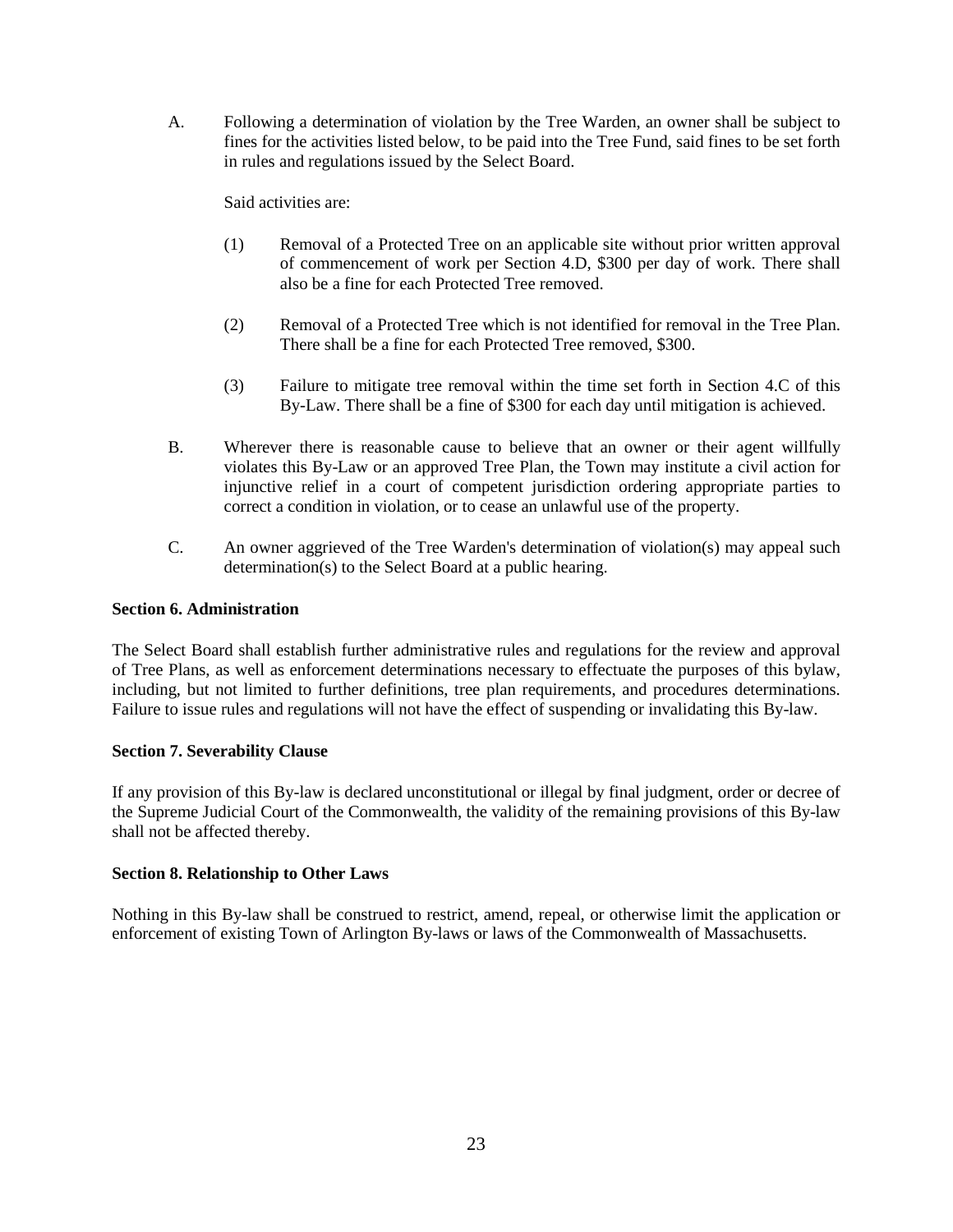A. Following a determination of violation by the Tree Warden, an owner shall be subject to fines for the activities listed below, to be paid into the Tree Fund, said fines to be set forth in rules and regulations issued by the Select Board.

   Said activities are:

   (1) Removal of a Protected Tree on an applicable site without prior written approval of commencement of work per Section 4.D, $300 per day of work. There shall also be a fine for each Protected Tree removed.

   (2) Removal of a Protected Tree which is not identified for removal in the Tree Plan. There shall be a fine for each Protected Tree removed, $300.

   (3) Failure to mitigate tree removal within the time set forth in Section 4.C of this By-Law. There shall be a fine of $300 for each day until mitigation is achieved.

B. Wherever there is reasonable cause to believe that an owner or their agent willfully violates this By-Law or an approved Tree Plan, the Town may institute a civil action for injunctive relief in a court of competent jurisdiction ordering appropriate parties to correct a condition in violation, or to cease an unlawful use of the property.

C. An owner aggrieved of the Tree Warden's determination of violation(s) may appeal such determination(s) to the Select Board at a public hearing.

**Section 6. Administration**

The Select Board shall establish further administrative rules and regulations for the review and approval of Tree Plans, as well as enforcement determinations necessary to effectuate the purposes of this bylaw, including, but not limited to further definitions, tree plan requirements, and procedures determinations. Failure to issue rules and regulations will not have the effect of suspending or invalidating this By-law.

**Section 7. Severability Clause**

If any provision of this By-law is declared unconstitutional or illegal by final judgment, order or decree of the Supreme Judicial Court of the Commonwealth, the validity of the remaining provisions of this By-law shall not be affected thereby.

**Section 8. Relationship to Other Laws**

Nothing in this By-law shall be construed to restrict, amend, repeal, or otherwise limit the application or enforcement of existing Town of Arlington By-laws or laws of the Commonwealth of Massachusetts.